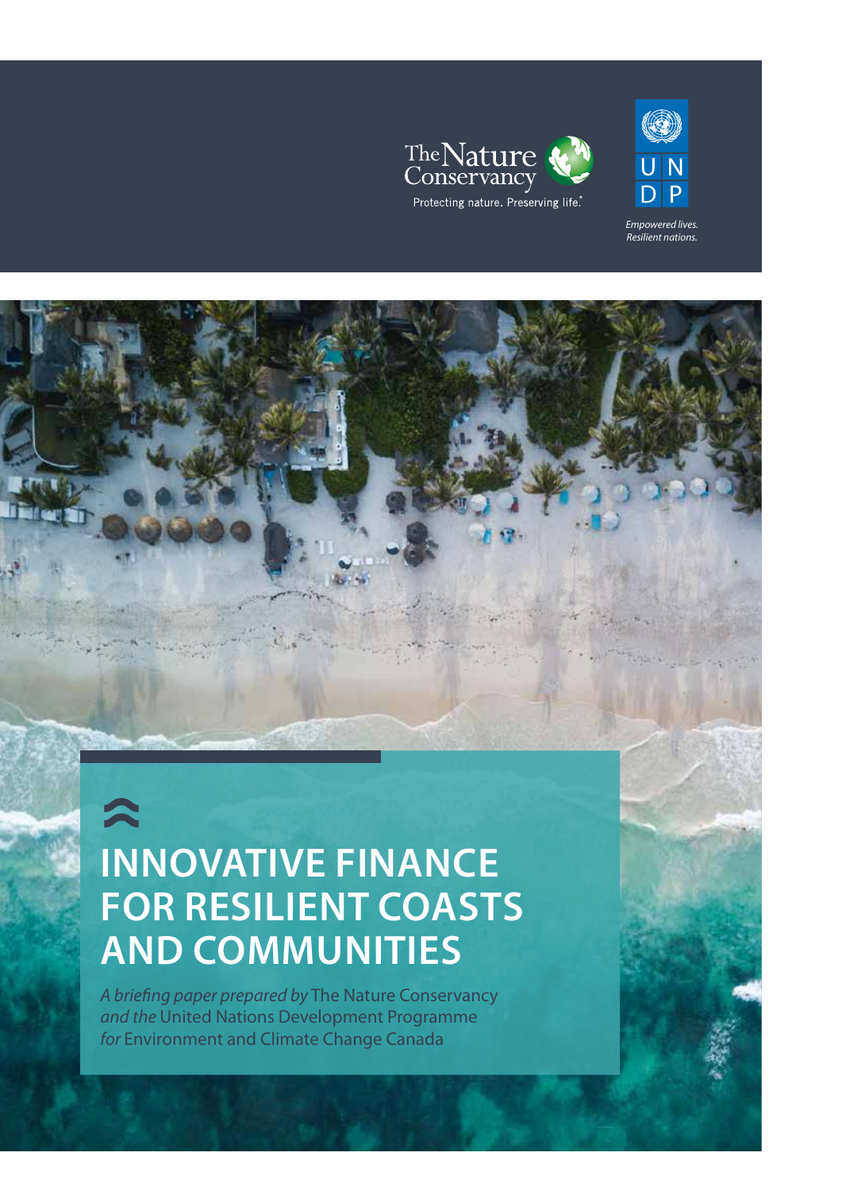The Nature Conservancy
Protecting nature. Preserving life.

UNDP
*Empowered lives. Resilient nations.*

# INNOVATIVE FINANCE FOR RESILIENT COASTS AND COMMUNITIES

*A briefing paper prepared by* The Nature Conservancy *and the* United Nations Development Programme *for* Environment and Climate Change Canada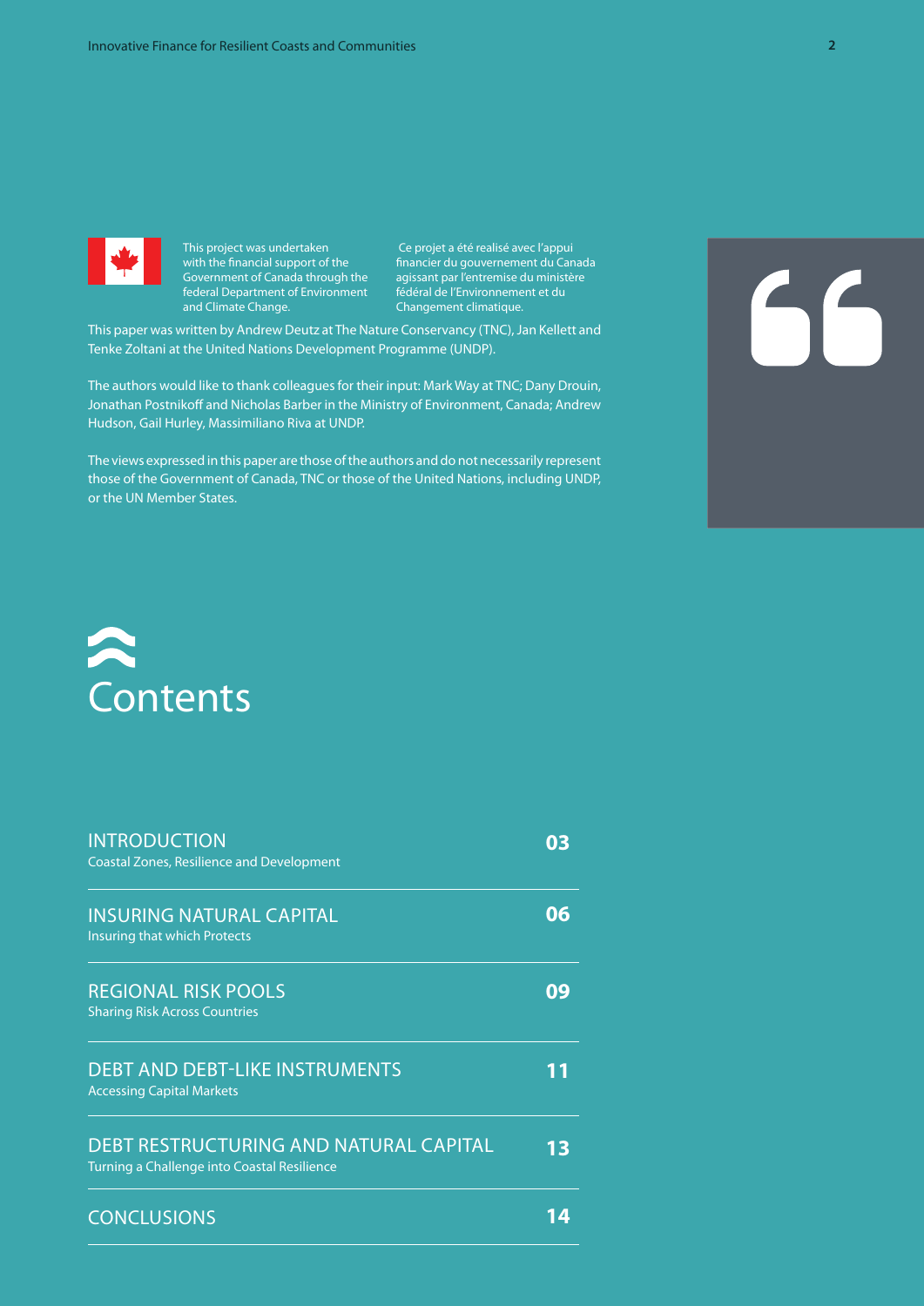This project was undertaken with the financial support of the Government of Canada through the federal Department of Environment and Climate Change.

Ce projet a été realisé avec l'appui financier du gouvernement du Canada agissant par l'entremise du ministère fédéral de l'Environnement et du Changement climatique.

This paper was written by Andrew Deutz at The Nature Conservancy (TNC), Jan Kellett and Tenke Zoltani at the United Nations Development Programme (UNDP).

The authors would like to thank colleagues for their input: Mark Way at TNC; Dany Drouin, Jonathan Postnikoff and Nicholas Barber in the Ministry of Environment, Canada; Andrew Hudson, Gail Hurley, Massimiliano Riva at UNDP.

The views expressed in this paper are those of the authors and do not necessarily represent those of the Government of Canada, TNC or those of the United Nations, including UNDP, or the UN Member States.

# Contents

| | |
|---|---|
| **INTRODUCTION**<br>Coastal Zones, Resilience and Development | 03 |
| **INSURING NATURAL CAPITAL**<br>Insuring that which Protects | 06 |
| **REGIONAL RISK POOLS**<br>Sharing Risk Across Countries | 09 |
| **DEBT AND DEBT-LIKE INSTRUMENTS**<br>Accessing Capital Markets | 11 |
| **DEBT RESTRUCTURING AND NATURAL CAPITAL**<br>Turning a Challenge into Coastal Resilience | 13 |
| **CONCLUSIONS** | 14 |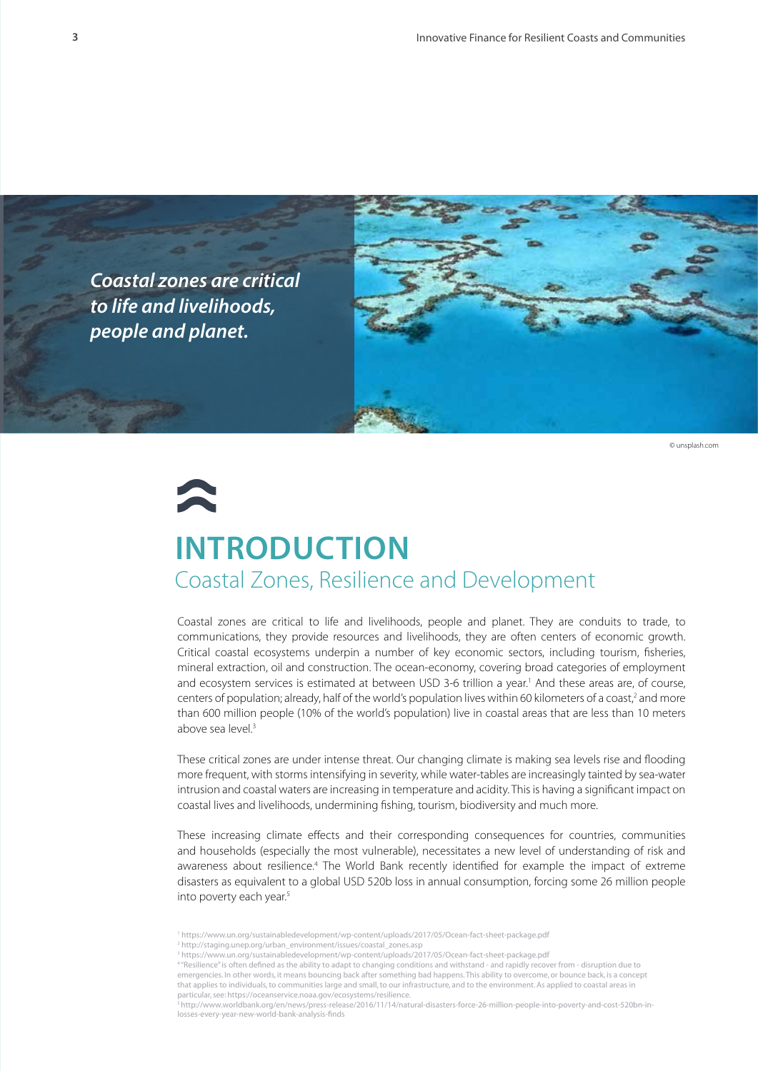*Coastal zones are critical to life and livelihoods, people and planet.*

© unsplash.com

# INTRODUCTION

## Coastal Zones, Resilience and Development

Coastal zones are critical to life and livelihoods, people and planet. They are conduits to trade, to communications, they provide resources and livelihoods, they are often centers of economic growth. Critical coastal ecosystems underpin a number of key economic sectors, including tourism, fisheries, mineral extraction, oil and construction. The ocean-economy, covering broad categories of employment and ecosystem services is estimated at between USD 3-6 trillion a year.[1] And these areas are, of course, centers of population; already, half of the world's population lives within 60 kilometers of a coast,[2] and more than 600 million people (10% of the world's population) live in coastal areas that are less than 10 meters above sea level.[3]

These critical zones are under intense threat. Our changing climate is making sea levels rise and flooding more frequent, with storms intensifying in severity, while water-tables are increasingly tainted by sea-water intrusion and coastal waters are increasing in temperature and acidity. This is having a significant impact on coastal lives and livelihoods, undermining fishing, tourism, biodiversity and much more.

These increasing climate effects and their corresponding consequences for countries, communities and households (especially the most vulnerable), necessitates a new level of understanding of risk and awareness about resilience.[4] The World Bank recently identified for example the impact of extreme disasters as equivalent to a global USD 520b loss in annual consumption, forcing some 26 million people into poverty each year.[5]

[1] https://www.un.org/sustainabledevelopment/wp-content/uploads/2017/05/Ocean-fact-sheet-package.pdf

[2] http://staging.unep.org/urban_environment/issues/coastal_zones.asp

[3] https://www.un.org/sustainabledevelopment/wp-content/uploads/2017/05/Ocean-fact-sheet-package.pdf

[4] "Resilience" is often defined as the ability to adapt to changing conditions and withstand - and rapidly recover from - disruption due to emergencies. In other words, it means bouncing back after something bad happens. This ability to overcome, or bounce back, is a concept that applies to individuals, to communities large and small, to our infrastructure, and to the environment. As applied to coastal areas in particular, see: https://oceanservice.noaa.gov/ecosystems/resilience.

[5] http://www.worldbank.org/en/news/press-release/2016/11/14/natural-disasters-force-26-million-people-into-poverty-and-cost-520bn-in-losses-every-year-new-world-bank-analysis-finds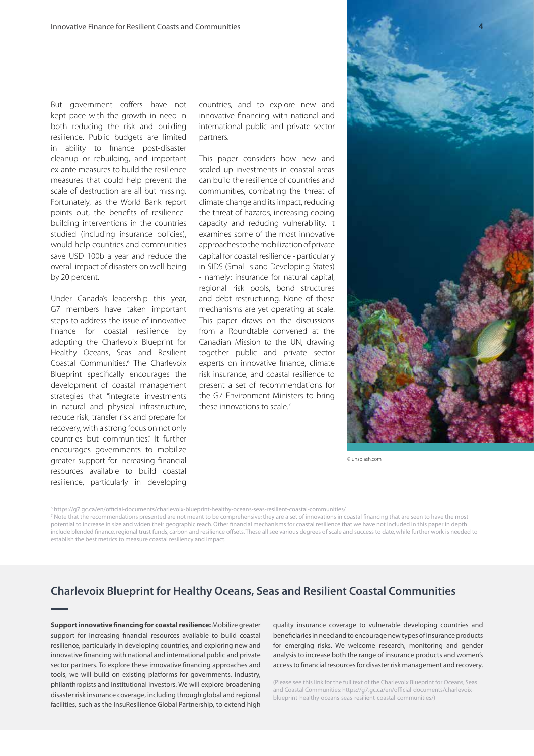But government coffers have not kept pace with the growth in need in both reducing the risk and building resilience. Public budgets are limited in ability to finance post-disaster cleanup or rebuilding, and important ex-ante measures to build the resilience measures that could help prevent the scale of destruction are all but missing. Fortunately, as the World Bank report points out, the benefits of resilience-building interventions in the countries studied (including insurance policies), would help countries and communities save USD 100b a year and reduce the overall impact of disasters on well-being by 20 percent.

Under Canada's leadership this year, G7 members have taken important steps to address the issue of innovative finance for coastal resilience by adopting the Charlevoix Blueprint for Healthy Oceans, Seas and Resilient Coastal Communities.[6] The Charlevoix Blueprint specifically encourages the development of coastal management strategies that "integrate investments in natural and physical infrastructure, reduce risk, transfer risk and prepare for recovery, with a strong focus on not only countries but communities." It further encourages governments to mobilize greater support for increasing financial resources available to build coastal resilience, particularly in developing countries, and to explore new and innovative financing with national and international public and private sector partners.

This paper considers how new and scaled up investments in coastal areas can build the resilience of countries and communities, combating the threat of climate change and its impact, reducing the threat of hazards, increasing coping capacity and reducing vulnerability. It examines some of the most innovative approaches to the mobilization of private capital for coastal resilience - particularly in SIDS (Small Island Developing States) - namely: insurance for natural capital, regional risk pools, bond structures and debt restructuring. None of these mechanisms are yet operating at scale. This paper draws on the discussions from a Roundtable convened at the Canadian Mission to the UN, drawing together public and private sector experts on innovative finance, climate risk insurance, and coastal resilience to present a set of recommendations for the G7 Environment Ministers to bring these innovations to scale.[7]

© unsplash.com

[6] https://g7.gc.ca/en/official-documents/charlevoix-blueprint-healthy-oceans-seas-resilient-coastal-communities/

[7] Note that the recommendations presented are not meant to be comprehensive; they are a set of innovations in coastal financing that are seen to have the most potential to increase in size and widen their geographic reach. Other financial mechanisms for coastal resilience that we have not included in this paper in depth include blended finance, regional trust funds, carbon and resilience offsets. These all see various degrees of scale and success to date, while further work is needed to establish the best metrics to measure coastal resiliency and impact.

## Charlevoix Blueprint for Healthy Oceans, Seas and Resilient Coastal Communities

**Support innovative financing for coastal resilience:** Mobilize greater support for increasing financial resources available to build coastal resilience, particularly in developing countries, and exploring new and innovative financing with national and international public and private sector partners. To explore these innovative financing approaches and tools, we will build on existing platforms for governments, industry, philanthropists and institutional investors. We will explore broadening disaster risk insurance coverage, including through global and regional facilities, such as the InsuResilience Global Partnership, to extend high quality insurance coverage to vulnerable developing countries and beneficiaries in need and to encourage new types of insurance products for emerging risks. We welcome research, monitoring and gender analysis to increase both the range of insurance products and women's access to financial resources for disaster risk management and recovery.

(Please see this link for the full text of the Charlevoix Blueprint for Oceans, Seas and Coastal Communities: https://g7.gc.ca/en/official-documents/charlevoix-blueprint-healthy-oceans-seas-resilient-coastal-communities/)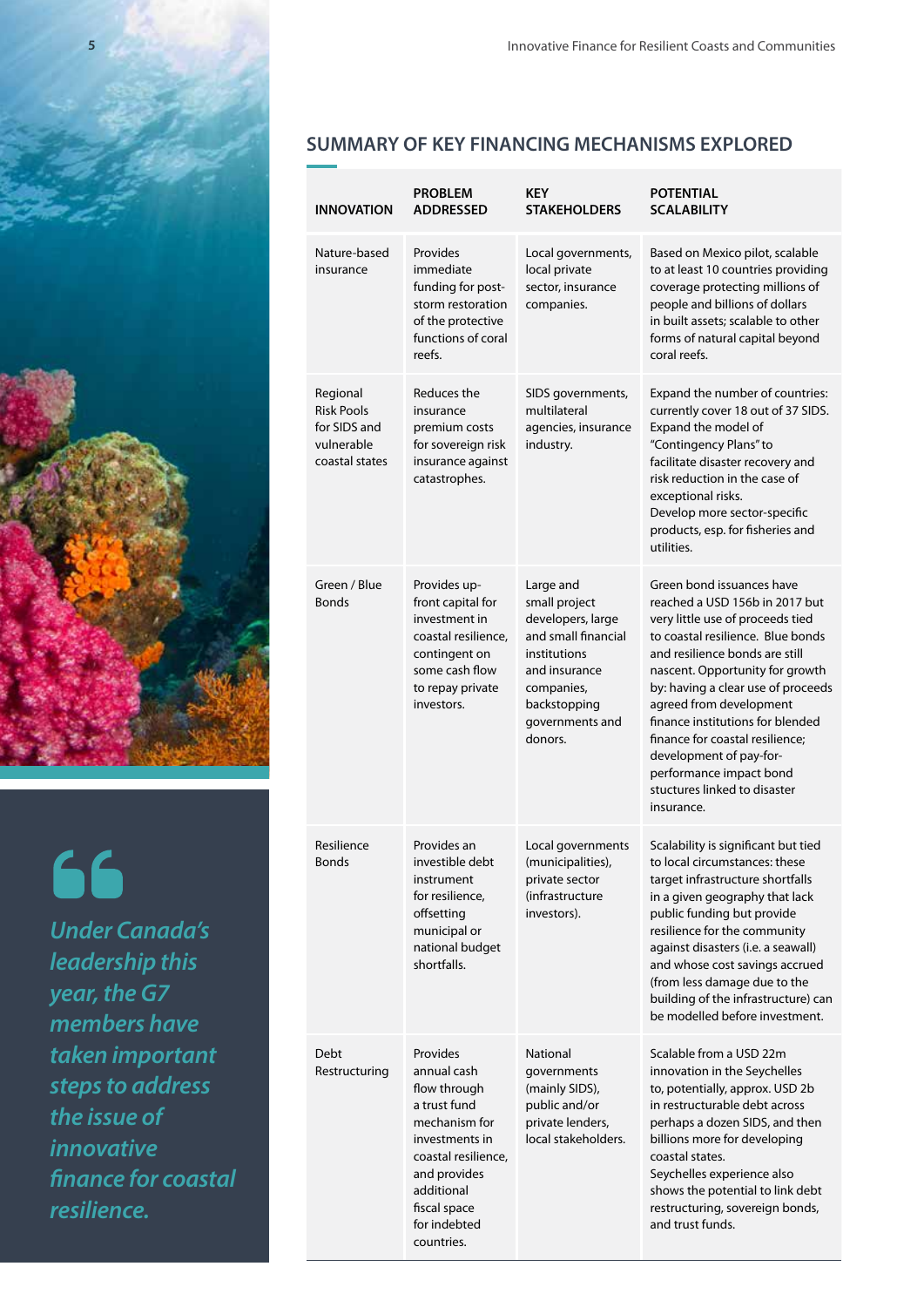## SUMMARY OF KEY FINANCING MECHANISMS EXPLORED

| INNOVATION | PROBLEM ADDRESSED | KEY STAKEHOLDERS | POTENTIAL SCALABILITY |
|---|---|---|---|
| Nature-based insurance | Provides immediate funding for post-storm restoration of the protective functions of coral reefs. | Local governments, local private sector, insurance companies. | Based on Mexico pilot, scalable to at least 10 countries providing coverage protecting millions of people and billions of dollars in built assets; scalable to other forms of natural capital beyond coral reefs. |
| Regional Risk Pools for SIDS and vulnerable coastal states | Reduces the insurance premium costs for sovereign risk insurance against catastrophes. | SIDS governments, multilateral agencies, insurance industry. | Expand the number of countries: currently cover 18 out of 37 SIDS. Expand the model of "Contingency Plans" to facilitate disaster recovery and risk reduction in the case of exceptional risks. Develop more sector-specific products, esp. for fisheries and utilities. |
| Green / Blue Bonds | Provides up-front capital for investment in coastal resilience, contingent on some cash flow to repay private investors. | Large and small project developers, large and small financial institutions and insurance companies, backstopping governments and donors. | Green bond issuances have reached a USD 156b in 2017 but very little use of proceeds tied to coastal resilience. Blue bonds and resilience bonds are still nascent. Opportunity for growth by: having a clear use of proceeds agreed from development finance institutions for blended finance for coastal resilience; development of pay-for-performance impact bond stuctures linked to disaster insurance. |
| Resilience Bonds | Provides an investible debt instrument for resilience, offsetting municipal or national budget shortfalls. | Local governments (municipalities), private sector (infrastructure investors). | Scalability is significant but tied to local circumstances: these target infrastructure shortfalls in a given geography that lack public funding but provide resilience for the community against disasters (i.e. a seawall) and whose cost savings accrued (from less damage due to the building of the infrastructure) can be modelled before investment. |
| Debt Restructuring | Provides annual cash flow through a trust fund mechanism for investments in coastal resilience, and provides additional fiscal space for indebted countries. | National governments (mainly SIDS), public and/or private lenders, local stakeholders. | Scalable from a USD 22m innovation in the Seychelles to, potentially, approx. USD 2b in restructurable debt across perhaps a dozen SIDS, and then billions more for developing coastal states. Seychelles experience also shows the potential to link debt restructuring, sovereign bonds, and trust funds. |

> *Under Canada's leadership this year, the G7 members have taken important steps to address the issue of innovative finance for coastal resilience.*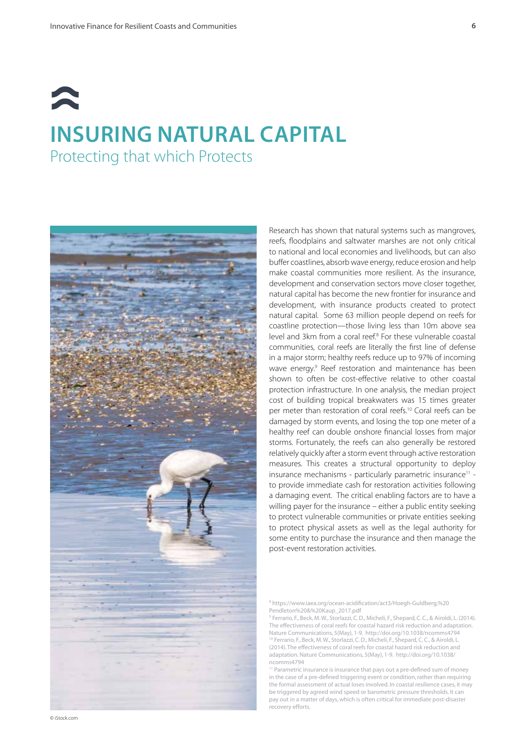# INSURING NATURAL CAPITAL

## Protecting that which Protects

Research has shown that natural systems such as mangroves, reefs, floodplains and saltwater marshes are not only critical to national and local economies and livelihoods, but can also buffer coastlines, absorb wave energy, reduce erosion and help make coastal communities more resilient. As the insurance, development and conservation sectors move closer together, natural capital has become the new frontier for insurance and development, with insurance products created to protect natural capital. Some 63 million people depend on reefs for coastline protection—those living less than 10m above sea level and 3km from a coral reef.[8] For these vulnerable coastal communities, coral reefs are literally the first line of defense in a major storm; healthy reefs reduce up to 97% of incoming wave energy.[9] Reef restoration and maintenance has been shown to often be cost-effective relative to other coastal protection infrastructure. In one analysis, the median project cost of building tropical breakwaters was 15 times greater per meter than restoration of coral reefs.[10] Coral reefs can be damaged by storm events, and losing the top one meter of a healthy reef can double onshore financial losses from major storms. Fortunately, the reefs can also generally be restored relatively quickly after a storm event through active restoration measures. This creates a structural opportunity to deploy insurance mechanisms - particularly parametric insurance[11] - to provide immediate cash for restoration activities following a damaging event. The critical enabling factors are to have a willing payer for the insurance – either a public entity seeking to protect vulnerable communities or private entities seeking to protect physical assets as well as the legal authority for some entity to purchase the insurance and then manage the post-event restoration activities.

© iStock.com

[8] https://www.iaea.org/ocean-acidification/act3/Hoegh-Guldberg,%20Pendleton%20&%20Kaup_2017.pdf

[9] Ferrario, F., Beck, M. W., Storlazzi, C. D., Micheli, F., Shepard, C. C., & Airoldi, L. (2014). The effectiveness of coral reefs for coastal hazard risk reduction and adaptation. Nature Communications, 5(May), 1-9. http://doi.org/10.1038/ncomms4794

[10] Ferrario, F., Beck, M. W., Storlazzi, C. D., Micheli, F., Shepard, C. C., & Airoldi, L. (2014). The effectiveness of coral reefs for coastal hazard risk reduction and adaptation. Nature Communications, 5(May), 1-9. http://doi.org/10.1038/ncomms4794

[11] Parametric insurance is insurance that pays out a pre-defined sum of money in the case of a pre-defined triggering event or condition, rather than requiring the formal assessment of actual loses involved. In coastal resilience cases, it may be triggered by agreed wind speed or barometric pressure thresholds. It can pay out in a matter of days, which is often critical for immediate post-disaster recovery efforts.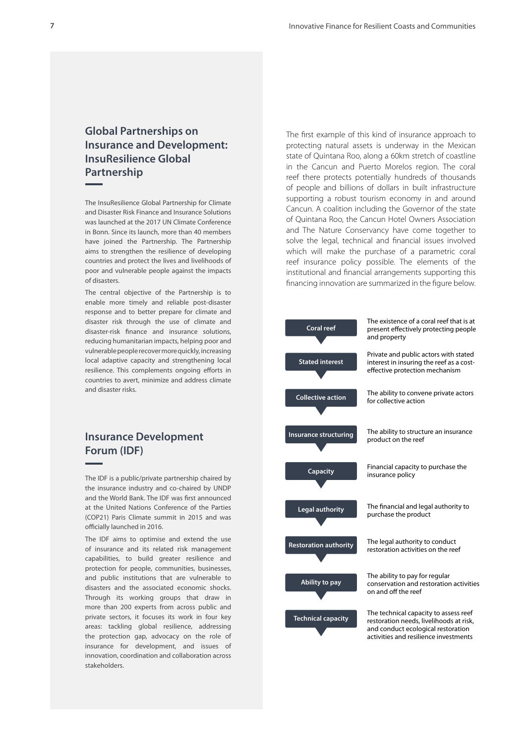## Global Partnerships on Insurance and Development: InsuResilience Global Partnership

The InsuResilience Global Partnership for Climate and Disaster Risk Finance and Insurance Solutions was launched at the 2017 UN Climate Conference in Bonn. Since its launch, more than 40 members have joined the Partnership. The Partnership aims to strengthen the resilience of developing countries and protect the lives and livelihoods of poor and vulnerable people against the impacts of disasters.

The central objective of the Partnership is to enable more timely and reliable post-disaster response and to better prepare for climate and disaster risk through the use of climate and disaster-risk finance and insurance solutions, reducing humanitarian impacts, helping poor and vulnerable people recover more quickly, increasing local adaptive capacity and strengthening local resilience. This complements ongoing efforts in countries to avert, minimize and address climate and disaster risks.

## Insurance Development Forum (IDF)

The IDF is a public/private partnership chaired by the insurance industry and co-chaired by UNDP and the World Bank. The IDF was first announced at the United Nations Conference of the Parties (COP21) Paris Climate summit in 2015 and was officially launched in 2016.

The IDF aims to optimise and extend the use of insurance and its related risk management capabilities, to build greater resilience and protection for people, communities, businesses, and public institutions that are vulnerable to disasters and the associated economic shocks. Through its working groups that draw in more than 200 experts from across public and private sectors, it focuses its work in four key areas: tackling global resilience, addressing the protection gap, advocacy on the role of insurance for development, and issues of innovation, coordination and collaboration across stakeholders.

The first example of this kind of insurance approach to protecting natural assets is underway in the Mexican state of Quintana Roo, along a 60km stretch of coastline in the Cancun and Puerto Morelos region. The coral reef there protects potentially hundreds of thousands of people and billions of dollars in built infrastructure supporting a robust tourism economy in and around Cancun. A coalition including the Governor of the state of Quintana Roo, the Cancun Hotel Owners Association and The Nature Conservancy have come together to solve the legal, technical and financial issues involved which will make the purchase of a parametric coral reef insurance policy possible. The elements of the institutional and financial arrangements supporting this financing innovation are summarized in the figure below.

| Element | Description |
|---|---|
| **Coral reef** | The existence of a coral reef that is at present effectively protecting people and property |
| **Stated interest** | Private and public actors with stated interest in insuring the reef as a cost-effective protection mechanism |
| **Collective action** | The ability to convene private actors for collective action |
| **Insurance structuring** | The ability to structure an insurance product on the reef |
| **Capacity** | Financial capacity to purchase the insurance policy |
| **Legal authority** | The financial and legal authority to purchase the product |
| **Restoration authority** | The legal authority to conduct restoration activities on the reef |
| **Ability to pay** | The ability to pay for regular conservation and restoration activities on and off the reef |
| **Technical capacity** | The technical capacity to assess reef restoration needs, livelihoods at risk, and conduct ecological restoration activities and resilience investments |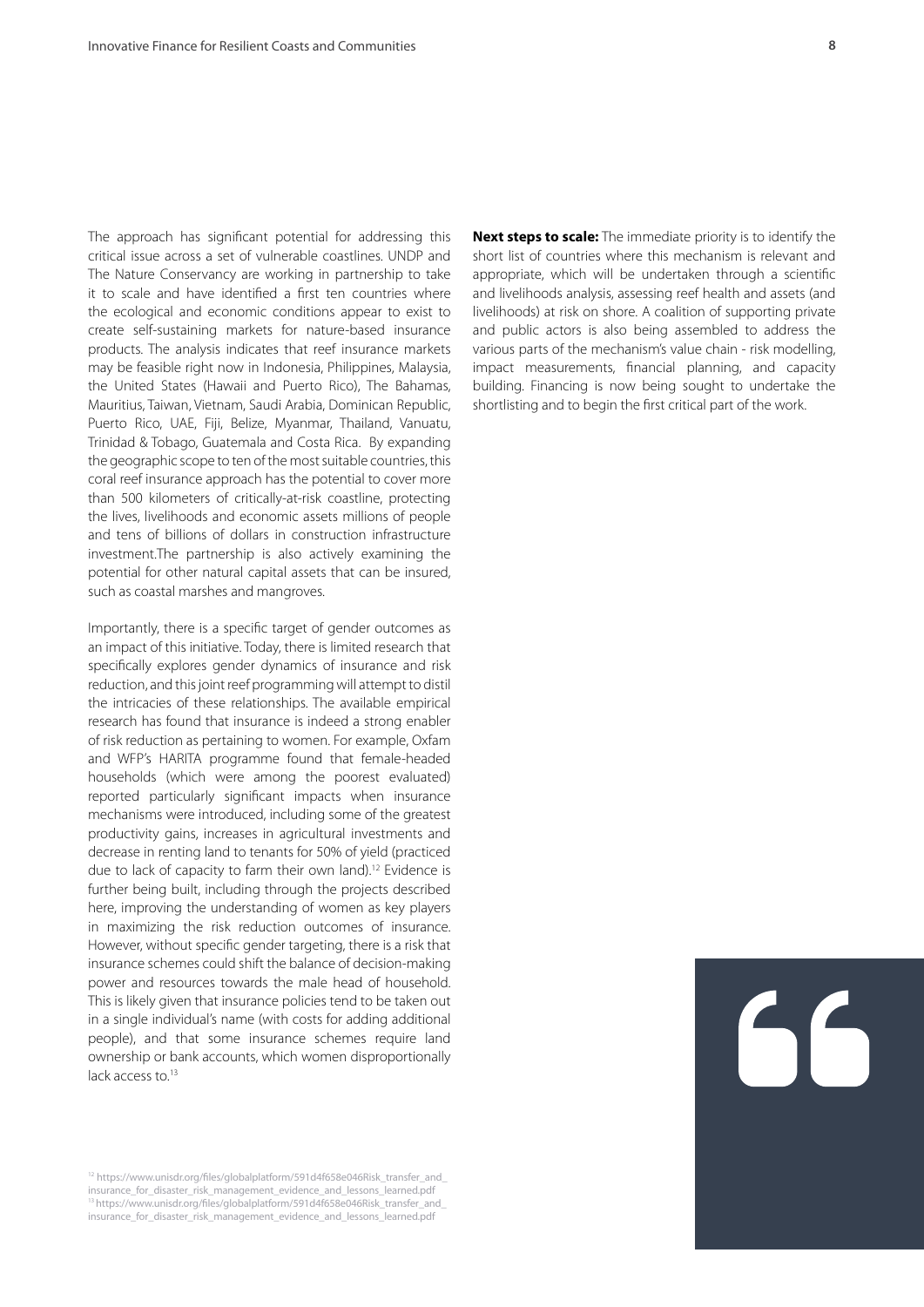The approach has significant potential for addressing this critical issue across a set of vulnerable coastlines. UNDP and The Nature Conservancy are working in partnership to take it to scale and have identified a first ten countries where the ecological and economic conditions appear to exist to create self-sustaining markets for nature-based insurance products. The analysis indicates that reef insurance markets may be feasible right now in Indonesia, Philippines, Malaysia, the United States (Hawaii and Puerto Rico), The Bahamas, Mauritius, Taiwan, Vietnam, Saudi Arabia, Dominican Republic, Puerto Rico, UAE, Fiji, Belize, Myanmar, Thailand, Vanuatu, Trinidad & Tobago, Guatemala and Costa Rica. By expanding the geographic scope to ten of the most suitable countries, this coral reef insurance approach has the potential to cover more than 500 kilometers of critically-at-risk coastline, protecting the lives, livelihoods and economic assets millions of people and tens of billions of dollars in construction infrastructure investment.The partnership is also actively examining the potential for other natural capital assets that can be insured, such as coastal marshes and mangroves.

Importantly, there is a specific target of gender outcomes as an impact of this initiative. Today, there is limited research that specifically explores gender dynamics of insurance and risk reduction, and this joint reef programming will attempt to distil the intricacies of these relationships. The available empirical research has found that insurance is indeed a strong enabler of risk reduction as pertaining to women. For example, Oxfam and WFP's HARITA programme found that female-headed households (which were among the poorest evaluated) reported particularly significant impacts when insurance mechanisms were introduced, including some of the greatest productivity gains, increases in agricultural investments and decrease in renting land to tenants for 50% of yield (practiced due to lack of capacity to farm their own land).[12] Evidence is further being built, including through the projects described here, improving the understanding of women as key players in maximizing the risk reduction outcomes of insurance. However, without specific gender targeting, there is a risk that insurance schemes could shift the balance of decision-making power and resources towards the male head of household. This is likely given that insurance policies tend to be taken out in a single individual's name (with costs for adding additional people), and that some insurance schemes require land ownership or bank accounts, which women disproportionally lack access to.[13]

**Next steps to scale:** The immediate priority is to identify the short list of countries where this mechanism is relevant and appropriate, which will be undertaken through a scientific and livelihoods analysis, assessing reef health and assets (and livelihoods) at risk on shore. A coalition of supporting private and public actors is also being assembled to address the various parts of the mechanism's value chain - risk modelling, impact measurements, financial planning, and capacity building. Financing is now being sought to undertake the shortlisting and to begin the first critical part of the work.

[12] https://www.unisdr.org/files/globalplatform/591d4f658e046Risk_transfer_and_insurance_for_disaster_risk_management_evidence_and_lessons_learned.pdf
[13] https://www.unisdr.org/files/globalplatform/591d4f658e046Risk_transfer_and_insurance_for_disaster_risk_management_evidence_and_lessons_learned.pdf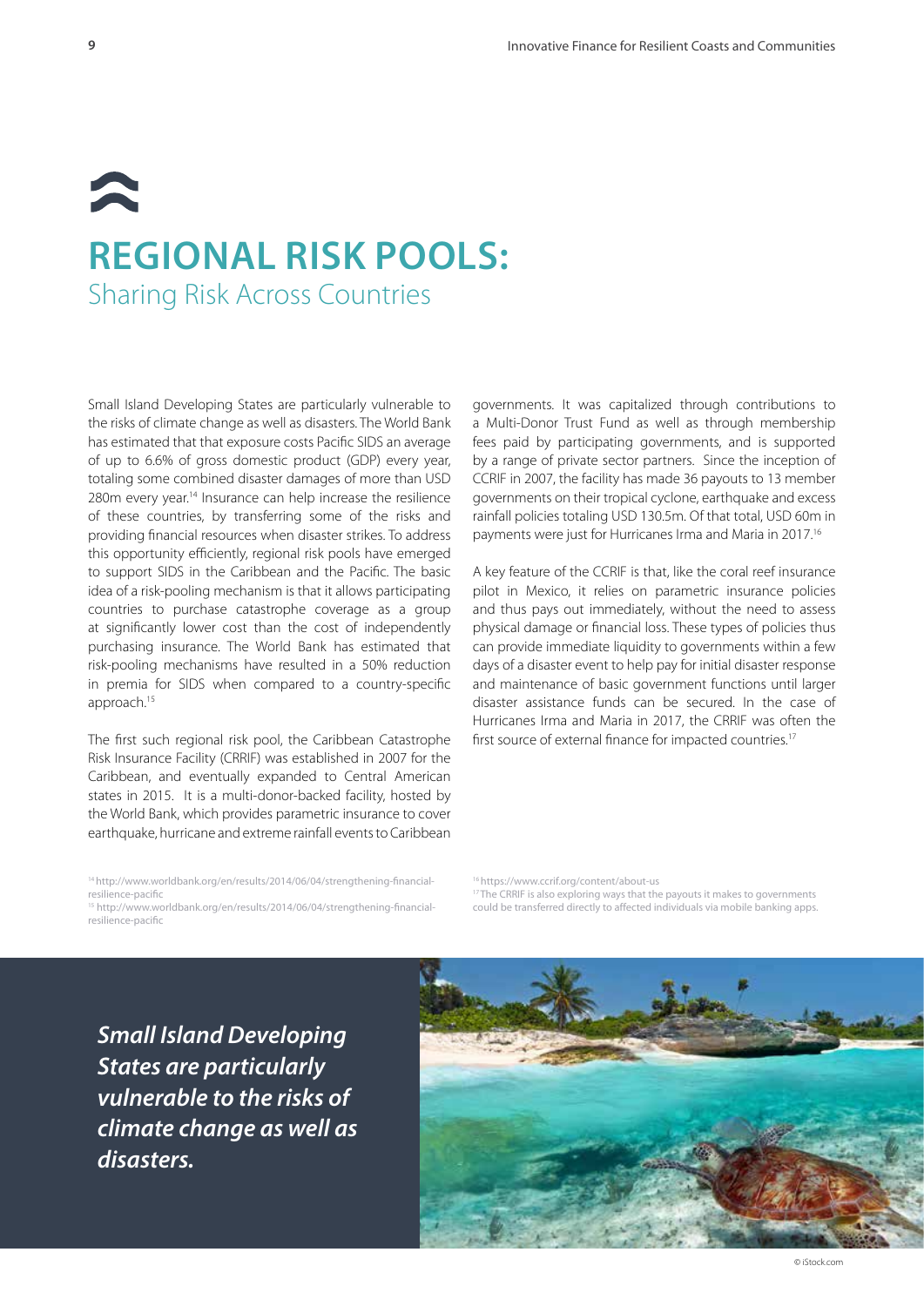# REGIONAL RISK POOLS:

## Sharing Risk Across Countries

Small Island Developing States are particularly vulnerable to the risks of climate change as well as disasters. The World Bank has estimated that that exposure costs Pacific SIDS an average of up to 6.6% of gross domestic product (GDP) every year, totaling some combined disaster damages of more than USD 280m every year.[14] Insurance can help increase the resilience of these countries, by transferring some of the risks and providing financial resources when disaster strikes. To address this opportunity efficiently, regional risk pools have emerged to support SIDS in the Caribbean and the Pacific. The basic idea of a risk-pooling mechanism is that it allows participating countries to purchase catastrophe coverage as a group at significantly lower cost than the cost of independently purchasing insurance. The World Bank has estimated that risk-pooling mechanisms have resulted in a 50% reduction in premia for SIDS when compared to a country-specific approach.[15]

The first such regional risk pool, the Caribbean Catastrophe Risk Insurance Facility (CRRIF) was established in 2007 for the Caribbean, and eventually expanded to Central American states in 2015. It is a multi-donor-backed facility, hosted by the World Bank, which provides parametric insurance to cover earthquake, hurricane and extreme rainfall events to Caribbean governments. It was capitalized through contributions to a Multi-Donor Trust Fund as well as through membership fees paid by participating governments, and is supported by a range of private sector partners. Since the inception of CCRIF in 2007, the facility has made 36 payouts to 13 member governments on their tropical cyclone, earthquake and excess rainfall policies totaling USD 130.5m. Of that total, USD 60m in payments were just for Hurricanes Irma and Maria in 2017.[16]

A key feature of the CCRIF is that, like the coral reef insurance pilot in Mexico, it relies on parametric insurance policies and thus pays out immediately, without the need to assess physical damage or financial loss. These types of policies thus can provide immediate liquidity to governments within a few days of a disaster event to help pay for initial disaster response and maintenance of basic government functions until larger disaster assistance funds can be secured. In the case of Hurricanes Irma and Maria in 2017, the CRRIF was often the first source of external finance for impacted countries.[17]

[14] http://www.worldbank.org/en/results/2014/06/04/strengthening-financial-resilience-pacific

[15] http://www.worldbank.org/en/results/2014/06/04/strengthening-financial-resilience-pacific

[16] https://www.ccrif.org/content/about-us

[17] The CRRIF is also exploring ways that the payouts it makes to governments could be transferred directly to affected individuals via mobile banking apps.

***Small Island Developing States are particularly vulnerable to the risks of climate change as well as disasters.***

© iStock.com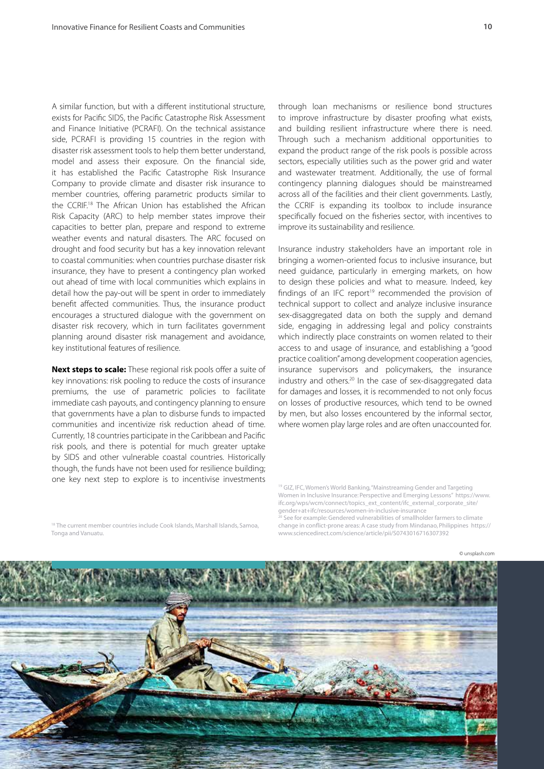A similar function, but with a different institutional structure, exists for Pacific SIDS, the Pacific Catastrophe Risk Assessment and Finance Initiative (PCRAFI). On the technical assistance side, PCRAFI is providing 15 countries in the region with disaster risk assessment tools to help them better understand, model and assess their exposure. On the financial side, it has established the Pacific Catastrophe Risk Insurance Company to provide climate and disaster risk insurance to member countries, offering parametric products similar to the CCRIF.[18] The African Union has established the African Risk Capacity (ARC) to help member states improve their capacities to better plan, prepare and respond to extreme weather events and natural disasters. The ARC focused on drought and food security but has a key innovation relevant to coastal communities: when countries purchase disaster risk insurance, they have to present a contingency plan worked out ahead of time with local communities which explains in detail how the pay-out will be spent in order to immediately benefit affected communities. Thus, the insurance product encourages a structured dialogue with the government on disaster risk recovery, which in turn facilitates government planning around disaster risk management and avoidance, key institutional features of resilience.

**Next steps to scale:** These regional risk pools offer a suite of key innovations: risk pooling to reduce the costs of insurance premiums, the use of parametric policies to facilitate immediate cash payouts, and contingency planning to ensure that governments have a plan to disburse funds to impacted communities and incentivize risk reduction ahead of time. Currently, 18 countries participate in the Caribbean and Pacific risk pools, and there is potential for much greater uptake by SIDS and other vulnerable coastal countries. Historically though, the funds have not been used for resilience building; one key next step to explore is to incentivise investments through loan mechanisms or resilience bond structures to improve infrastructure by disaster proofing what exists, and building resilient infrastructure where there is need. Through such a mechanism additional opportunities to expand the product range of the risk pools is possible across sectors, especially utilities such as the power grid and water and wastewater treatment. Additionally, the use of formal contingency planning dialogues should be mainstreamed across all of the facilities and their client governments. Lastly, the CCRIF is expanding its toolbox to include insurance specifically focued on the fisheries sector, with incentives to improve its sustainability and resilience.

Insurance industry stakeholders have an important role in bringing a women-oriented focus to inclusive insurance, but need guidance, particularly in emerging markets, on how to design these policies and what to measure. Indeed, key findings of an IFC report[19] recommended the provision of technical support to collect and analyze inclusive insurance sex-disaggregated data on both the supply and demand side, engaging in addressing legal and policy constraints which indirectly place constraints on women related to their access to and usage of insurance, and establishing a "good practice coalition" among development cooperation agencies, insurance supervisors and policymakers, the insurance industry and others.[20] In the case of sex-disaggregated data for damages and losses, it is recommended to not only focus on losses of productive resources, which tend to be owned by men, but also losses encountered by the informal sector, where women play large roles and are often unaccounted for.

[18] The current member countries include Cook Islands, Marshall Islands, Samoa, Tonga and Vanuatu.

[19] GIZ, IFC, Women's World Banking, "Mainstreaming Gender and Targeting Women in Inclusive Insurance: Perspective and Emerging Lessons" https://www.ifc.org/wps/wcm/connect/topics_ext_content/ifc_external_corporate_site/gender+at+ifc/resources/women-in-inclusive-insurance

[20] See for example: Gendered vulnerabilities of smallholder farmers to climate change in conflict-prone areas: A case study from Mindanao, Philippines https://www.sciencedirect.com/science/article/pii/S0743016716307392

© unsplash.com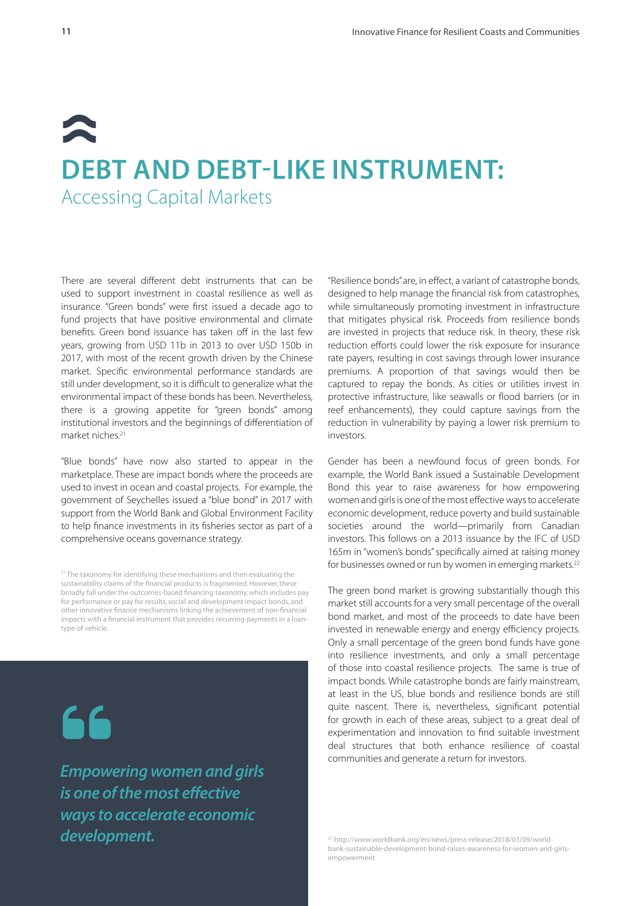# DEBT AND DEBT-LIKE INSTRUMENT:

## Accessing Capital Markets

There are several different debt instruments that can be used to support investment in coastal resilience as well as insurance. "Green bonds" were first issued a decade ago to fund projects that have positive environmental and climate benefits. Green bond issuance has taken off in the last few years, growing from USD 11b in 2013 to over USD 150b in 2017, with most of the recent growth driven by the Chinese market. Specific environmental performance standards are still under development, so it is difficult to generalize what the environmental impact of these bonds has been. Nevertheless, there is a growing appetite for "green bonds" among institutional investors and the beginnings of differentiation of market niches.[21]

"Blue bonds" have now also started to appear in the marketplace. These are impact bonds where the proceeds are used to invest in ocean and coastal projects. For example, the government of Seychelles issued a "blue bond" in 2017 with support from the World Bank and Global Environment Facility to help finance investments in its fisheries sector as part of a comprehensive oceans governance strategy.

[21] The taxonomy for identifying these mechanisms and then evaluating the sustainability claims of the financial products is fragmented. However, these broadly fall under the outcomes-based financing taxonomy, which includes pay for performance or pay for results, social and development impact bonds, and other innovative finance mechanisms linking the achievement of non-financial impacts with a financial instrument that provides recurring payments in a loan-type of vehicle.

> *Empowering women and girls is one of the most effective ways to accelerate economic development.*

"Resilience bonds" are, in effect, a variant of catastrophe bonds, designed to help manage the financial risk from catastrophes, while simultaneously promoting investment in infrastructure that mitigates physical risk. Proceeds from resilience bonds are invested in projects that reduce risk. In theory, these risk reduction efforts could lower the risk exposure for insurance rate payers, resulting in cost savings through lower insurance premiums. A proportion of that savings would then be captured to repay the bonds. As cities or utilities invest in protective infrastructure, like seawalls or flood barriers (or in reef enhancements), they could capture savings from the reduction in vulnerability by paying a lower risk premium to investors.

Gender has been a newfound focus of green bonds. For example, the World Bank issued a Sustainable Development Bond this year to raise awareness for how empowering women and girls is one of the most effective ways to accelerate economic development, reduce poverty and build sustainable societies around the world—primarily from Canadian investors. This follows on a 2013 issuance by the IFC of USD 165m in "women's bonds" specifically aimed at raising money for businesses owned or run by women in emerging markets.[22]

The green bond market is growing substantially though this market still accounts for a very small percentage of the overall bond market, and most of the proceeds to date have been invested in renewable energy and energy efficiency projects. Only a small percentage of the green bond funds have gone into resilience investments, and only a small percentage of those into coastal resilience projects. The same is true of impact bonds. While catastrophe bonds are fairly mainstream, at least in the US, blue bonds and resilience bonds are still quite nascent. There is, nevertheless, significant potential for growth in each of these areas, subject to a great deal of experimentation and innovation to find suitable investment deal structures that both enhance resilience of coastal communities and generate a return for investors.

[22] http://www.worldbank.org/en/news/press-release/2018/01/09/world-bank-sustainable-development-bond-raises-awareness-for-women-and-girls-empowerment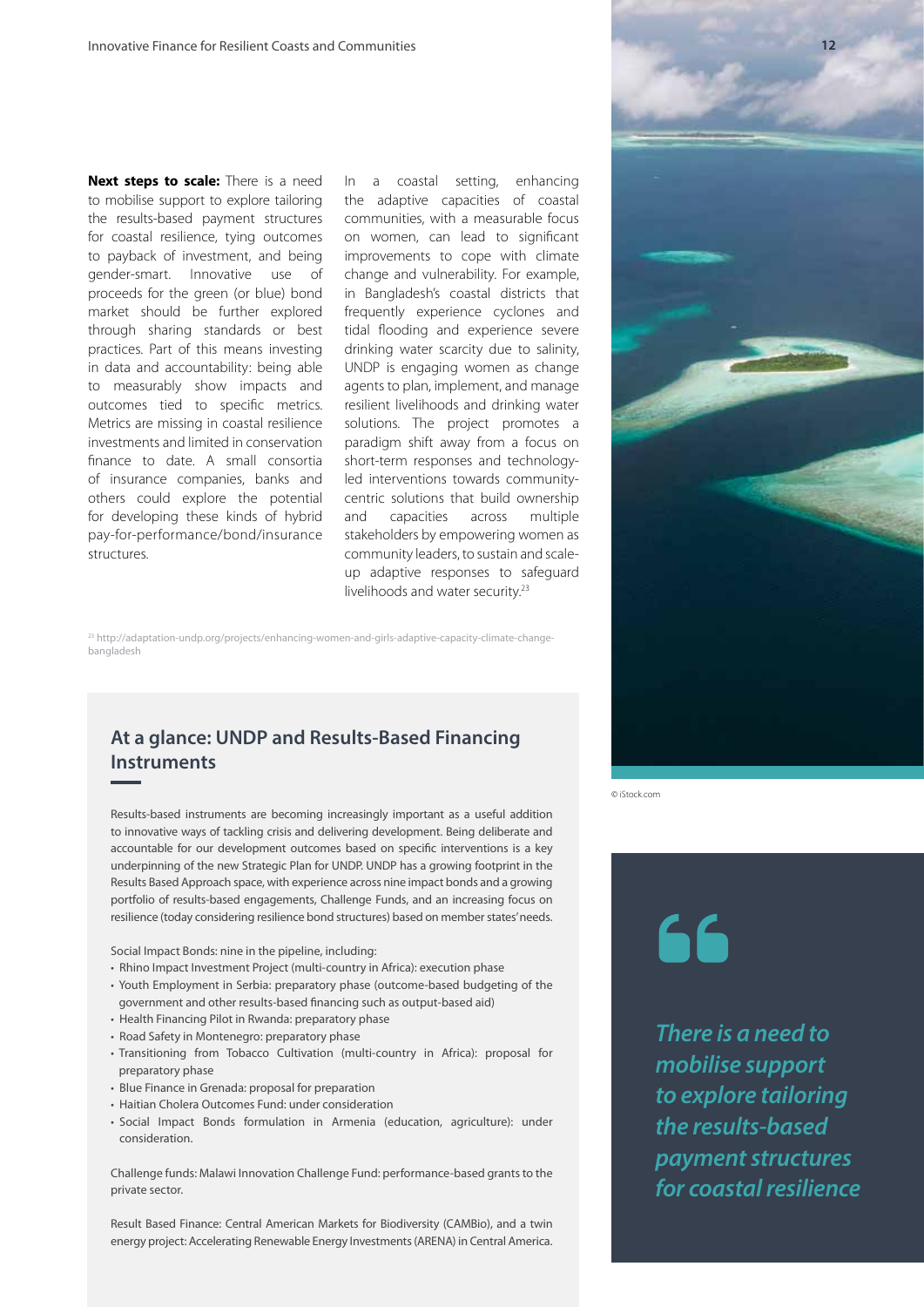**Next steps to scale:** There is a need to mobilise support to explore tailoring the results-based payment structures for coastal resilience, tying outcomes to payback of investment, and being gender-smart. Innovative use of proceeds for the green (or blue) bond market should be further explored through sharing standards or best practices. Part of this means investing in data and accountability: being able to measurably show impacts and outcomes tied to specific metrics. Metrics are missing in coastal resilience investments and limited in conservation finance to date. A small consortia of insurance companies, banks and others could explore the potential for developing these kinds of hybrid pay-for-performance/bond/insurance structures.

In a coastal setting, enhancing the adaptive capacities of coastal communities, with a measurable focus on women, can lead to significant improvements to cope with climate change and vulnerability. For example, in Bangladesh's coastal districts that frequently experience cyclones and tidal flooding and experience severe drinking water scarcity due to salinity, UNDP is engaging women as change agents to plan, implement, and manage resilient livelihoods and drinking water solutions. The project promotes a paradigm shift away from a focus on short-term responses and technology-led interventions towards community-centric solutions that build ownership and capacities across multiple stakeholders by empowering women as community leaders, to sustain and scale-up adaptive responses to safeguard livelihoods and water security.[23]

[23] http://adaptation-undp.org/projects/enhancing-women-and-girls-adaptive-capacity-climate-change-bangladesh

## At a glance: UNDP and Results-Based Financing Instruments

Results-based instruments are becoming increasingly important as a useful addition to innovative ways of tackling crisis and delivering development. Being deliberate and accountable for our development outcomes based on specific interventions is a key underpinning of the new Strategic Plan for UNDP. UNDP has a growing footprint in the Results Based Approach space, with experience across nine impact bonds and a growing portfolio of results-based engagements, Challenge Funds, and an increasing focus on resilience (today considering resilience bond structures) based on member states' needs.

Social Impact Bonds: nine in the pipeline, including:

- Rhino Impact Investment Project (multi-country in Africa): execution phase
- Youth Employment in Serbia: preparatory phase (outcome-based budgeting of the government and other results-based financing such as output-based aid)
- Health Financing Pilot in Rwanda: preparatory phase
- Road Safety in Montenegro: preparatory phase
- Transitioning from Tobacco Cultivation (multi-country in Africa): proposal for preparatory phase
- Blue Finance in Grenada: proposal for preparation
- Haitian Cholera Outcomes Fund: under consideration
- Social Impact Bonds formulation in Armenia (education, agriculture): under consideration.

Challenge funds: Malawi Innovation Challenge Fund: performance-based grants to the private sector.

Result Based Finance: Central American Markets for Biodiversity (CAMBio), and a twin energy project: Accelerating Renewable Energy Investments (ARENA) in Central America.

© iStock.com

*There is a need to mobilise support to explore tailoring the results-based payment structures for coastal resilience*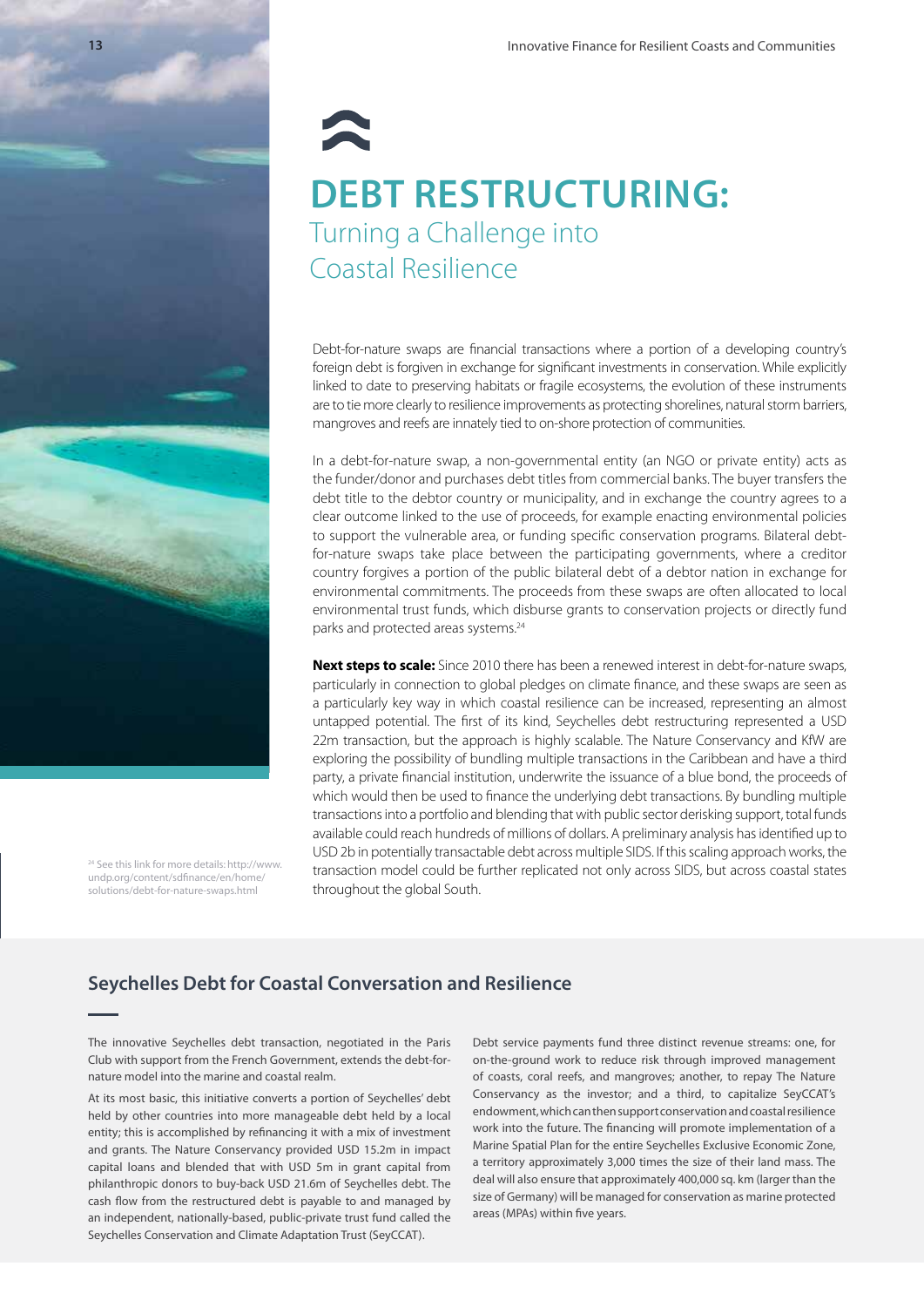# DEBT RESTRUCTURING:

## Turning a Challenge into Coastal Resilience

Debt-for-nature swaps are financial transactions where a portion of a developing country's foreign debt is forgiven in exchange for significant investments in conservation. While explicitly linked to date to preserving habitats or fragile ecosystems, the evolution of these instruments are to tie more clearly to resilience improvements as protecting shorelines, natural storm barriers, mangroves and reefs are innately tied to on-shore protection of communities.

In a debt-for-nature swap, a non-governmental entity (an NGO or private entity) acts as the funder/donor and purchases debt titles from commercial banks. The buyer transfers the debt title to the debtor country or municipality, and in exchange the country agrees to a clear outcome linked to the use of proceeds, for example enacting environmental policies to support the vulnerable area, or funding specific conservation programs. Bilateral debt-for-nature swaps take place between the participating governments, where a creditor country forgives a portion of the public bilateral debt of a debtor nation in exchange for environmental commitments. The proceeds from these swaps are often allocated to local environmental trust funds, which disburse grants to conservation projects or directly fund parks and protected areas systems.[24]

**Next steps to scale:** Since 2010 there has been a renewed interest in debt-for-nature swaps, particularly in connection to global pledges on climate finance, and these swaps are seen as a particularly key way in which coastal resilience can be increased, representing an almost untapped potential. The first of its kind, Seychelles debt restructuring represented a USD 22m transaction, but the approach is highly scalable. The Nature Conservancy and KfW are exploring the possibility of bundling multiple transactions in the Caribbean and have a third party, a private financial institution, underwrite the issuance of a blue bond, the proceeds of which would then be used to finance the underlying debt transactions. By bundling multiple transactions into a portfolio and blending that with public sector derisking support, total funds available could reach hundreds of millions of dollars. A preliminary analysis has identified up to USD 2b in potentially transactable debt across multiple SIDS. If this scaling approach works, the transaction model could be further replicated not only across SIDS, but across coastal states throughout the global South.

[24] See this link for more details: http://www.undp.org/content/sdfinance/en/home/solutions/debt-for-nature-swaps.html

### Seychelles Debt for Coastal Conversation and Resilience

The innovative Seychelles debt transaction, negotiated in the Paris Club with support from the French Government, extends the debt-for-nature model into the marine and coastal realm.

At its most basic, this initiative converts a portion of Seychelles' debt held by other countries into more manageable debt held by a local entity; this is accomplished by refinancing it with a mix of investment and grants. The Nature Conservancy provided USD 15.2m in impact capital loans and blended that with USD 5m in grant capital from philanthropic donors to buy-back USD 21.6m of Seychelles debt. The cash flow from the restructured debt is payable to and managed by an independent, nationally-based, public-private trust fund called the Seychelles Conservation and Climate Adaptation Trust (SeyCCAT).

Debt service payments fund three distinct revenue streams: one, for on-the-ground work to reduce risk through improved management of coasts, coral reefs, and mangroves; another, to repay The Nature Conservancy as the investor; and a third, to capitalize SeyCCAT's endowment, which can then support conservation and coastal resilience work into the future. The financing will promote implementation of a Marine Spatial Plan for the entire Seychelles Exclusive Economic Zone, a territory approximately 3,000 times the size of their land mass. The deal will also ensure that approximately 400,000 sq. km (larger than the size of Germany) will be managed for conservation as marine protected areas (MPAs) within five years.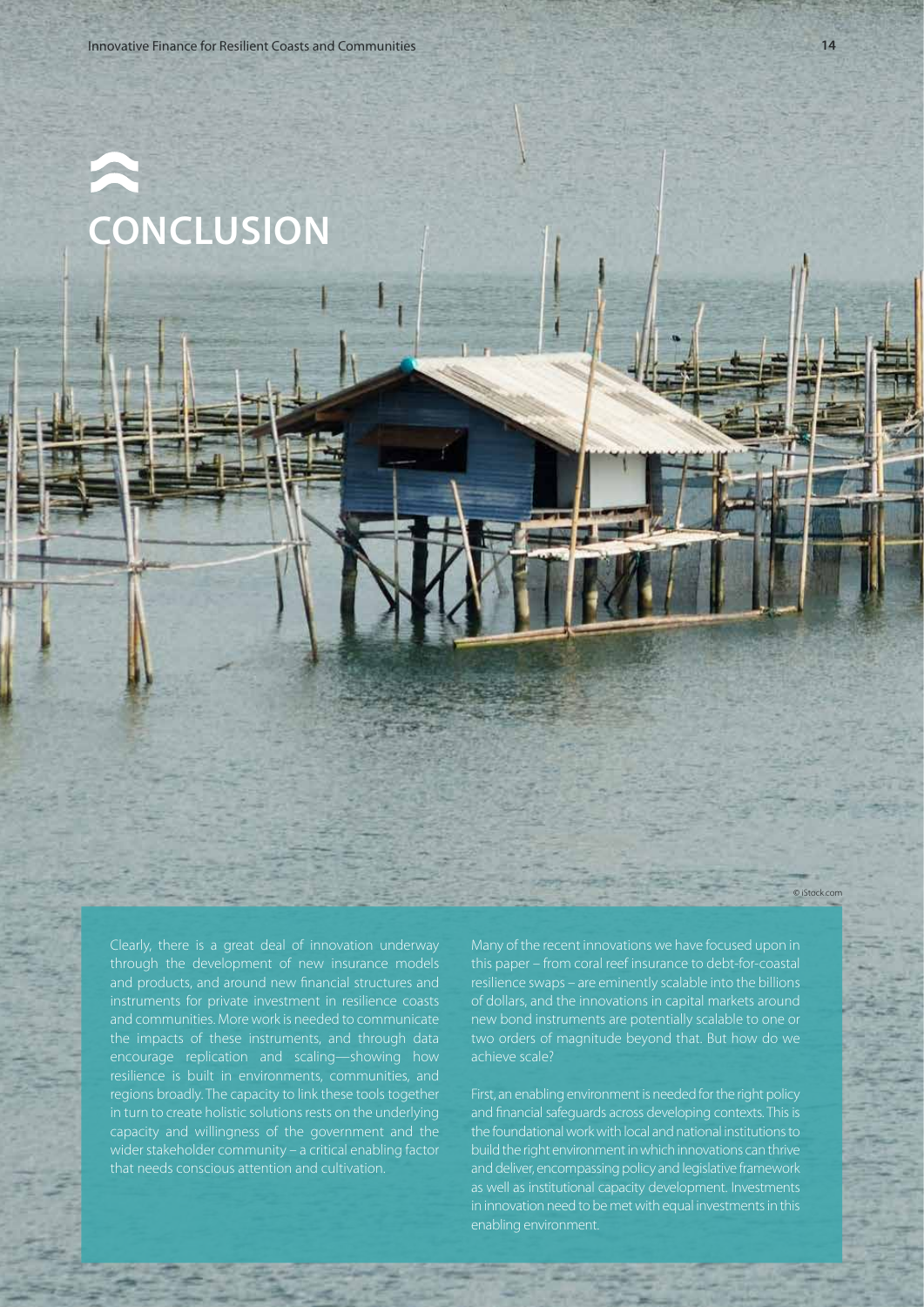# CONCLUSION

Clearly, there is a great deal of innovation underway through the development of new insurance models and products, and around new financial structures and instruments for private investment in resilience coasts and communities. More work is needed to communicate the impacts of these instruments, and through data encourage replication and scaling—showing how resilience is built in environments, communities, and regions broadly. The capacity to link these tools together in turn to create holistic solutions rests on the underlying capacity and willingness of the government and the wider stakeholder community – a critical enabling factor that needs conscious attention and cultivation.

Many of the recent innovations we have focused upon in this paper – from coral reef insurance to debt-for-coastal resilience swaps – are eminently scalable into the billions of dollars, and the innovations in capital markets around new bond instruments are potentially scalable to one or two orders of magnitude beyond that. But how do we achieve scale?

First, an enabling environment is needed for the right policy and financial safeguards across developing contexts. This is the foundational work with local and national institutions to build the right environment in which innovations can thrive and deliver, encompassing policy and legislative framework as well as institutional capacity development. Investments in innovation need to be met with equal investments in this enabling environment.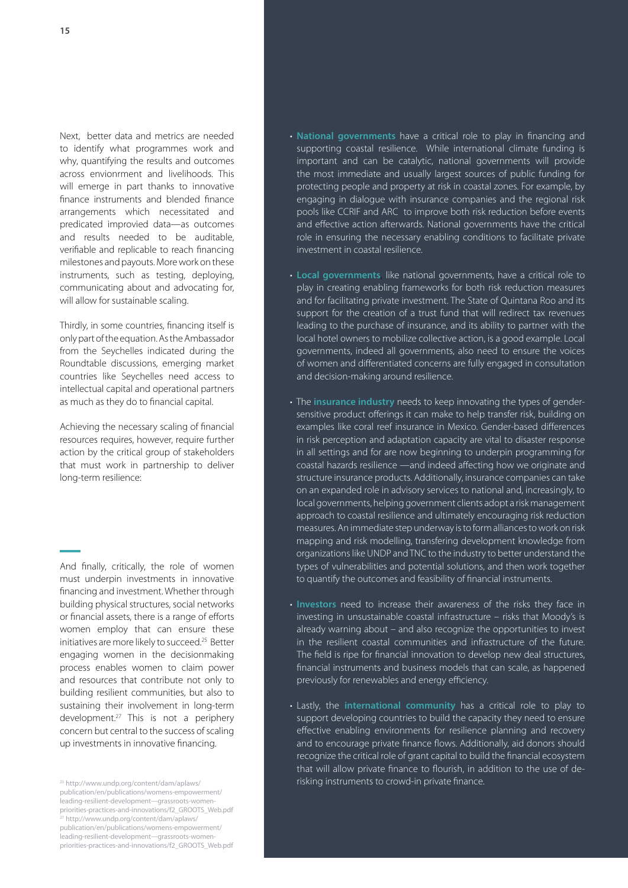Next, better data and metrics are needed to identify what programmes work and why, quantifying the results and outcomes across envionrment and livelihoods. This will emerge in part thanks to innovative finance instruments and blended finance arrangements which necessitated and predicated improvied data—as outcomes and results needed to be auditable, verifiable and replicable to reach financing milestones and payouts. More work on these instruments, such as testing, deploying, communicating about and advocating for, will allow for sustainable scaling.

Thirdly, in some countries, financing itself is only part of the equation. As the Ambassador from the Seychelles indicated during the Roundtable discussions, emerging market countries like Seychelles need access to intellectual capital and operational partners as much as they do to financial capital.

Achieving the necessary scaling of financial resources requires, however, require further action by the critical group of stakeholders that must work in partnership to deliver long-term resilience:

- **National governments** have a critical role to play in financing and supporting coastal resilience. While international climate funding is important and can be catalytic, national governments will provide the most immediate and usually largest sources of public funding for protecting people and property at risk in coastal zones. For example, by engaging in dialogue with insurance companies and the regional risk pools like CCRIF and ARC to improve both risk reduction before events and effective action afterwards. National governments have the critical role in ensuring the necessary enabling conditions to facilitate private investment in coastal resilience.
- **Local governments** like national governments, have a critical role to play in creating enabling frameworks for both risk reduction measures and for facilitating private investment. The State of Quintana Roo and its support for the creation of a trust fund that will redirect tax revenues leading to the purchase of insurance, and its ability to partner with the local hotel owners to mobilize collective action, is a good example. Local governments, indeed all governments, also need to ensure the voices of women and differentiated concerns are fully engaged in consultation and decision-making around resilience.
- The **insurance industry** needs to keep innovating the types of gender-sensitive product offerings it can make to help transfer risk, building on examples like coral reef insurance in Mexico. Gender-based differences in risk perception and adaptation capacity are vital to disaster response in all settings and for are now beginning to underpin programming for coastal hazards resilience —and indeed affecting how we originate and structure insurance products. Additionally, insurance companies can take on an expanded role in advisory services to national and, increasingly, to local governments, helping government clients adopt a risk management approach to coastal resilience and ultimately encouraging risk reduction measures. An immediate step underway is to form alliances to work on risk mapping and risk modelling, transfering development knowledge from organizations like UNDP and TNC to the industry to better understand the types of vulnerabilities and potential solutions, and then work together to quantify the outcomes and feasibility of financial instruments.
- **Investors** need to increase their awareness of the risks they face in investing in unsustainable coastal infrastructure – risks that Moody's is already warning about – and also recognize the opportunities to invest in the resilient coastal communities and infrastructure of the future. The field is ripe for financial innovation to develop new deal structures, financial instruments and business models that can scale, as happened previously for renewables and energy efficiency.
- Lastly, the **international community** has a critical role to play to support developing countries to build the capacity they need to ensure effective enabling environments for resilience planning and recovery and to encourage private finance flows. Additionally, aid donors should recognize the critical role of grant capital to build the financial ecosystem that will allow private finance to flourish, in addition to the use of de-risking instruments to crowd-in private finance.

And finally, critically, the role of women must underpin investments in innovative financing and investment. Whether through building physical structures, social networks or financial assets, there is a range of efforts women employ that can ensure these initiatives are more likely to succeed.[25] Better engaging women in the decisionmaking process enables women to claim power and resources that contribute not only to building resilient communities, but also to sustaining their involvement in long-term development.[27] This is not a periphery concern but central to the success of scaling up investments in innovative financing.

[25] http://www.undp.org/content/dam/aplaws/publication/en/publications/womens-empowerment/leading-resilient-development---grassroots-women-priorities-practices-and-innovations/f2_GROOTS_Web.pdf

[27] http://www.undp.org/content/dam/aplaws/publication/en/publications/womens-empowerment/leading-resilient-development---grassroots-women-priorities-practices-and-innovations/f2_GROOTS_Web.pdf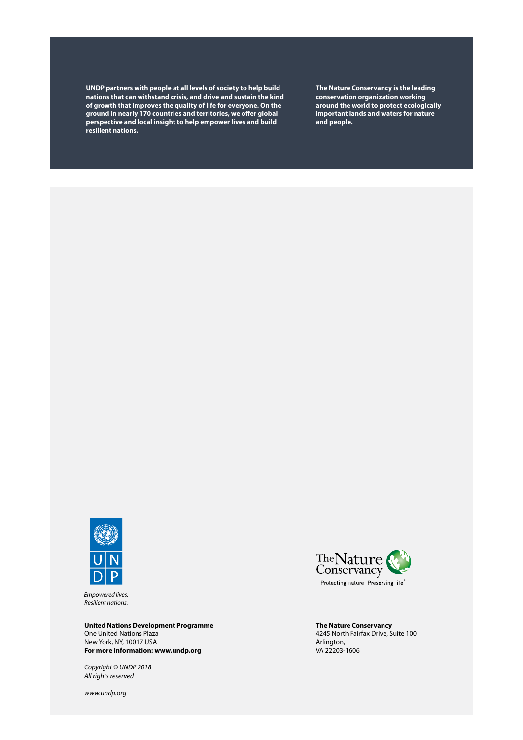**UNDP partners with people at all levels of society to help build nations that can withstand crisis, and drive and sustain the kind of growth that improves the quality of life for everyone. On the ground in nearly 170 countries and territories, we offer global perspective and local insight to help empower lives and build resilient nations.**

**The Nature Conservancy is the leading conservation organization working around the world to protect ecologically important lands and waters for nature and people.**

*Empowered lives.*
*Resilient nations.*

**United Nations Development Programme**
One United Nations Plaza
New York, NY, 10017 USA
**For more information: www.undp.org**

*Copyright © UNDP 2018*
*All rights reserved*

*www.undp.org*

The Nature Conservancy
Protecting nature. Preserving life.

**The Nature Conservancy**
4245 North Fairfax Drive, Suite 100
Arlington,
VA 22203-1606